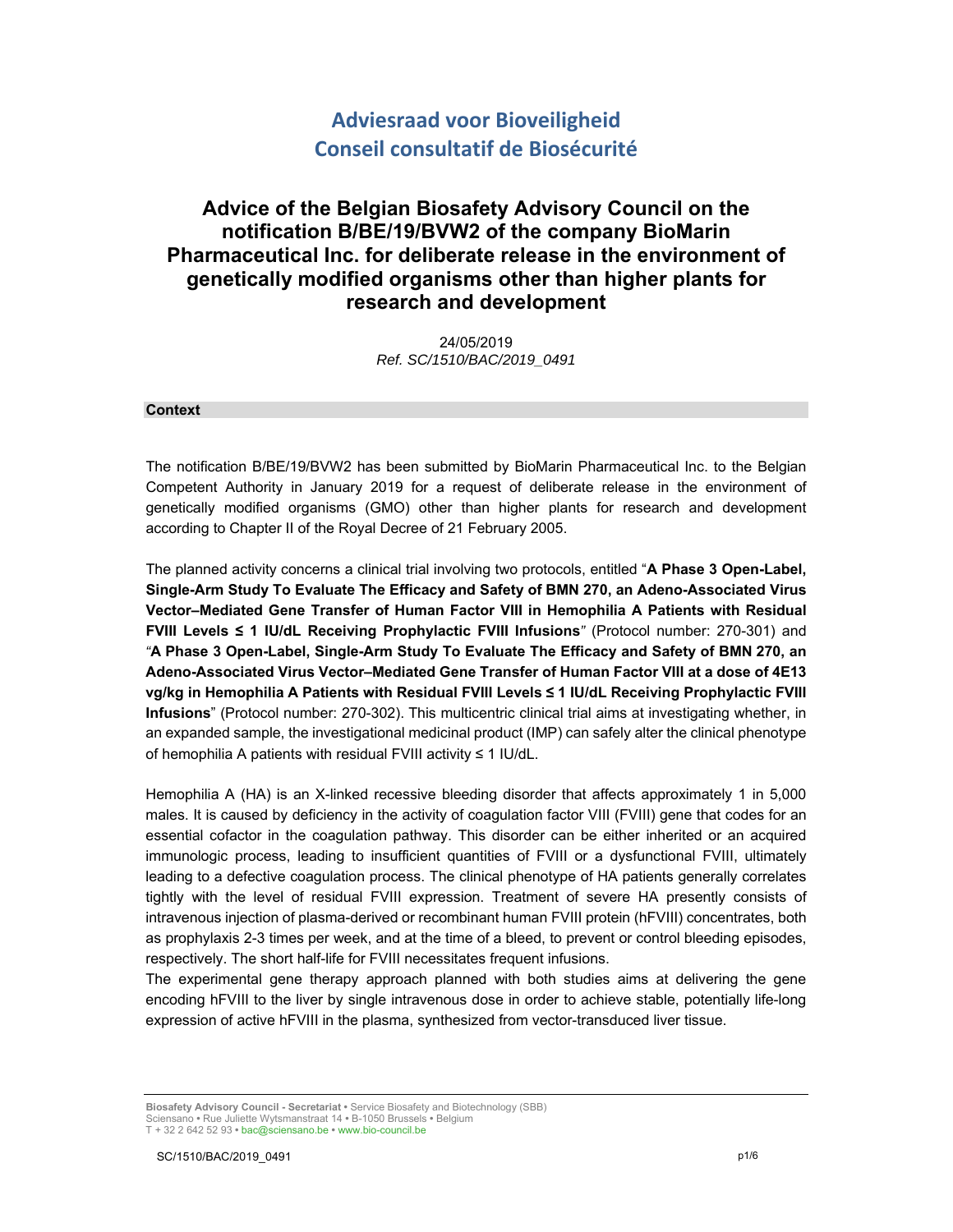# Adviesraad voor Bioveiligheid
# Conseil consultatif de Biosécurité

## Advice of the Belgian Biosafety Advisory Council on the notification B/BE/19/BVW2 of the company BioMarin Pharmaceutical Inc. for deliberate release in the environment of genetically modified organisms other than higher plants for research and development

24/05/2019
*Ref. SC/1510/BAC/2019_0491*

### Context

The notification B/BE/19/BVW2 has been submitted by BioMarin Pharmaceutical Inc. to the Belgian Competent Authority in January 2019 for a request of deliberate release in the environment of genetically modified organisms (GMO) other than higher plants for research and development according to Chapter II of the Royal Decree of 21 February 2005.

The planned activity concerns a clinical trial involving two protocols, entitled "**A Phase 3 Open-Label, Single-Arm Study To Evaluate The Efficacy and Safety of BMN 270, an Adeno-Associated Virus Vector–Mediated Gene Transfer of Human Factor VIII in Hemophilia A Patients with Residual FVIII Levels ≤ 1 IU/dL Receiving Prophylactic FVIII Infusions**" (Protocol number: 270-301) and "**A Phase 3 Open-Label, Single-Arm Study To Evaluate The Efficacy and Safety of BMN 270, an Adeno-Associated Virus Vector–Mediated Gene Transfer of Human Factor VIII at a dose of 4E13 vg/kg in Hemophilia A Patients with Residual FVIII Levels ≤ 1 IU/dL Receiving Prophylactic FVIII Infusions**" (Protocol number: 270-302). This multicentric clinical trial aims at investigating whether, in an expanded sample, the investigational medicinal product (IMP) can safely alter the clinical phenotype of hemophilia A patients with residual FVIII activity ≤ 1 IU/dL.

Hemophilia A (HA) is an X-linked recessive bleeding disorder that affects approximately 1 in 5,000 males. It is caused by deficiency in the activity of coagulation factor VIII (FVIII) gene that codes for an essential cofactor in the coagulation pathway. This disorder can be either inherited or an acquired immunologic process, leading to insufficient quantities of FVIII or a dysfunctional FVIII, ultimately leading to a defective coagulation process. The clinical phenotype of HA patients generally correlates tightly with the level of residual FVIII expression. Treatment of severe HA presently consists of intravenous injection of plasma-derived or recombinant human FVIII protein (hFVIII) concentrates, both as prophylaxis 2-3 times per week, and at the time of a bleed, to prevent or control bleeding episodes, respectively. The short half-life for FVIII necessitates frequent infusions.

The experimental gene therapy approach planned with both studies aims at delivering the gene encoding hFVIII to the liver by single intravenous dose in order to achieve stable, potentially life-long expression of active hFVIII in the plasma, synthesized from vector-transduced liver tissue.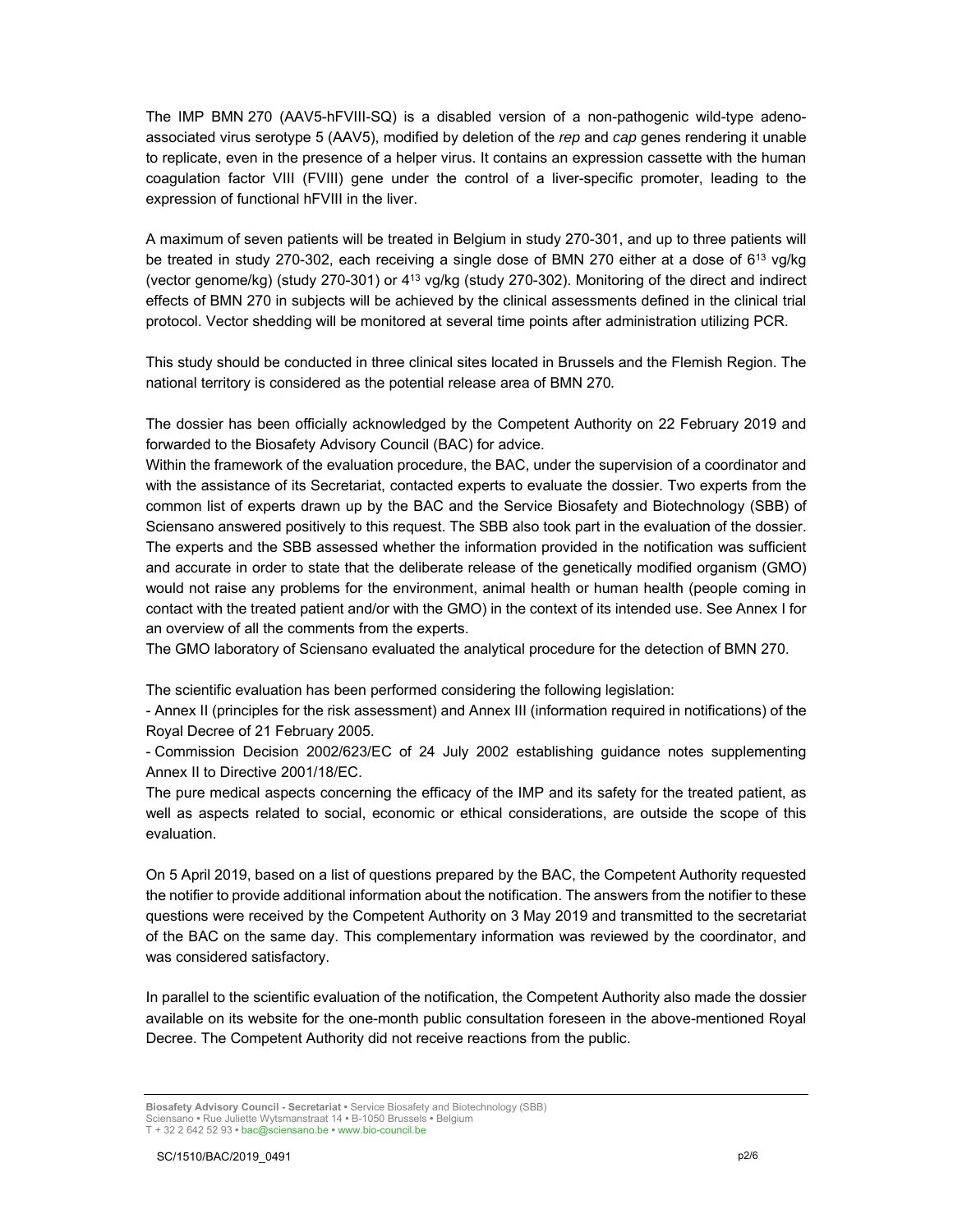The IMP BMN 270 (AAV5-hFVIII-SQ) is a disabled version of a non-pathogenic wild-type adeno-associated virus serotype 5 (AAV5), modified by deletion of the *rep* and *cap* genes rendering it unable to replicate, even in the presence of a helper virus. It contains an expression cassette with the human coagulation factor VIII (FVIII) gene under the control of a liver-specific promoter, leading to the expression of functional hFVIII in the liver.

A maximum of seven patients will be treated in Belgium in study 270-301, and up to three patients will be treated in study 270-302, each receiving a single dose of BMN 270 either at a dose of $6^{13}$ vg/kg (vector genome/kg) (study 270-301) or $4^{13}$ vg/kg (study 270-302). Monitoring of the direct and indirect effects of BMN 270 in subjects will be achieved by the clinical assessments defined in the clinical trial protocol. Vector shedding will be monitored at several time points after administration utilizing PCR.

This study should be conducted in three clinical sites located in Brussels and the Flemish Region. The national territory is considered as the potential release area of BMN 270.

The dossier has been officially acknowledged by the Competent Authority on 22 February 2019 and forwarded to the Biosafety Advisory Council (BAC) for advice.

Within the framework of the evaluation procedure, the BAC, under the supervision of a coordinator and with the assistance of its Secretariat, contacted experts to evaluate the dossier. Two experts from the common list of experts drawn up by the BAC and the Service Biosafety and Biotechnology (SBB) of Sciensano answered positively to this request. The SBB also took part in the evaluation of the dossier. The experts and the SBB assessed whether the information provided in the notification was sufficient and accurate in order to state that the deliberate release of the genetically modified organism (GMO) would not raise any problems for the environment, animal health or human health (people coming in contact with the treated patient and/or with the GMO) in the context of its intended use. See Annex I for an overview of all the comments from the experts.

The GMO laboratory of Sciensano evaluated the analytical procedure for the detection of BMN 270.

The scientific evaluation has been performed considering the following legislation:

- Annex II (principles for the risk assessment) and Annex III (information required in notifications) of the Royal Decree of 21 February 2005.
- Commission Decision 2002/623/EC of 24 July 2002 establishing guidance notes supplementing Annex II to Directive 2001/18/EC.

The pure medical aspects concerning the efficacy of the IMP and its safety for the treated patient, as well as aspects related to social, economic or ethical considerations, are outside the scope of this evaluation.

On 5 April 2019, based on a list of questions prepared by the BAC, the Competent Authority requested the notifier to provide additional information about the notification. The answers from the notifier to these questions were received by the Competent Authority on 3 May 2019 and transmitted to the secretariat of the BAC on the same day. This complementary information was reviewed by the coordinator, and was considered satisfactory.

In parallel to the scientific evaluation of the notification, the Competent Authority also made the dossier available on its website for the one-month public consultation foreseen in the above-mentioned Royal Decree. The Competent Authority did not receive reactions from the public.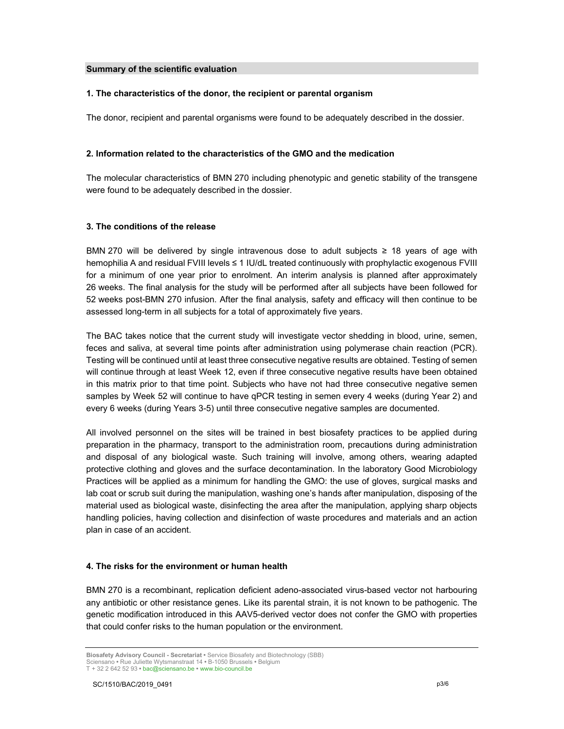## Summary of the scientific evaluation

### 1. The characteristics of the donor, the recipient or parental organism

The donor, recipient and parental organisms were found to be adequately described in the dossier.

### 2. Information related to the characteristics of the GMO and the medication

The molecular characteristics of BMN 270 including phenotypic and genetic stability of the transgene were found to be adequately described in the dossier.

### 3. The conditions of the release

BMN 270 will be delivered by single intravenous dose to adult subjects ≥ 18 years of age with hemophilia A and residual FVIII levels ≤ 1 IU/dL treated continuously with prophylactic exogenous FVIII for a minimum of one year prior to enrolment. An interim analysis is planned after approximately 26 weeks. The final analysis for the study will be performed after all subjects have been followed for 52 weeks post-BMN 270 infusion. After the final analysis, safety and efficacy will then continue to be assessed long-term in all subjects for a total of approximately five years.

The BAC takes notice that the current study will investigate vector shedding in blood, urine, semen, feces and saliva, at several time points after administration using polymerase chain reaction (PCR). Testing will be continued until at least three consecutive negative results are obtained. Testing of semen will continue through at least Week 12, even if three consecutive negative results have been obtained in this matrix prior to that time point. Subjects who have not had three consecutive negative semen samples by Week 52 will continue to have qPCR testing in semen every 4 weeks (during Year 2) and every 6 weeks (during Years 3-5) until three consecutive negative samples are documented.

All involved personnel on the sites will be trained in best biosafety practices to be applied during preparation in the pharmacy, transport to the administration room, precautions during administration and disposal of any biological waste. Such training will involve, among others, wearing adapted protective clothing and gloves and the surface decontamination. In the laboratory Good Microbiology Practices will be applied as a minimum for handling the GMO: the use of gloves, surgical masks and lab coat or scrub suit during the manipulation, washing one's hands after manipulation, disposing of the material used as biological waste, disinfecting the area after the manipulation, applying sharp objects handling policies, having collection and disinfection of waste procedures and materials and an action plan in case of an accident.

### 4. The risks for the environment or human health

BMN 270 is a recombinant, replication deficient adeno-associated virus-based vector not harbouring any antibiotic or other resistance genes. Like its parental strain, it is not known to be pathogenic. The genetic modification introduced in this AAV5-derived vector does not confer the GMO with properties that could confer risks to the human population or the environment.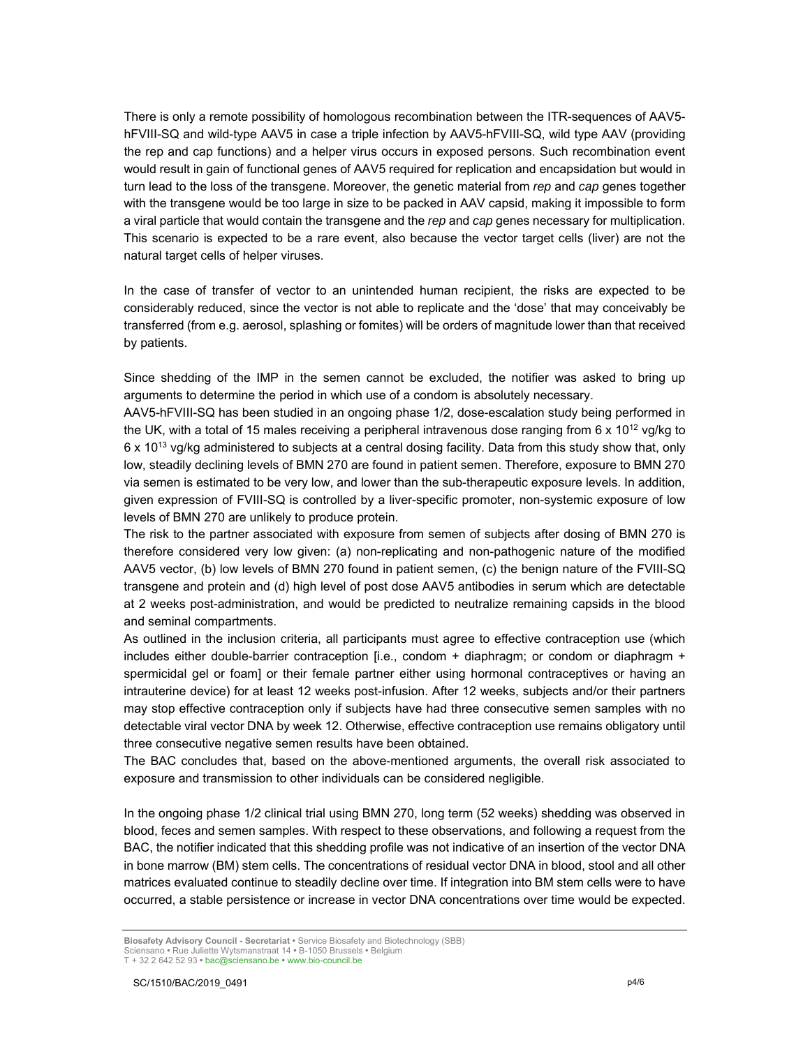There is only a remote possibility of homologous recombination between the ITR-sequences of AAV5-hFVIII-SQ and wild-type AAV5 in case a triple infection by AAV5-hFVIII-SQ, wild type AAV (providing the rep and cap functions) and a helper virus occurs in exposed persons. Such recombination event would result in gain of functional genes of AAV5 required for replication and encapsidation but would in turn lead to the loss of the transgene. Moreover, the genetic material from *rep* and *cap* genes together with the transgene would be too large in size to be packed in AAV capsid, making it impossible to form a viral particle that would contain the transgene and the *rep* and *cap* genes necessary for multiplication. This scenario is expected to be a rare event, also because the vector target cells (liver) are not the natural target cells of helper viruses.

In the case of transfer of vector to an unintended human recipient, the risks are expected to be considerably reduced, since the vector is not able to replicate and the 'dose' that may conceivably be transferred (from e.g. aerosol, splashing or fomites) will be orders of magnitude lower than that received by patients.

Since shedding of the IMP in the semen cannot be excluded, the notifier was asked to bring up arguments to determine the period in which use of a condom is absolutely necessary.

AAV5-hFVIII-SQ has been studied in an ongoing phase 1/2, dose-escalation study being performed in the UK, with a total of 15 males receiving a peripheral intravenous dose ranging from $6 \times 10^{12}$ vg/kg to $6 \times 10^{13}$ vg/kg administered to subjects at a central dosing facility. Data from this study show that, only low, steadily declining levels of BMN 270 are found in patient semen. Therefore, exposure to BMN 270 via semen is estimated to be very low, and lower than the sub-therapeutic exposure levels. In addition, given expression of FVIII-SQ is controlled by a liver-specific promoter, non-systemic exposure of low levels of BMN 270 are unlikely to produce protein.

The risk to the partner associated with exposure from semen of subjects after dosing of BMN 270 is therefore considered very low given: (a) non-replicating and non-pathogenic nature of the modified AAV5 vector, (b) low levels of BMN 270 found in patient semen, (c) the benign nature of the FVIII-SQ transgene and protein and (d) high level of post dose AAV5 antibodies in serum which are detectable at 2 weeks post-administration, and would be predicted to neutralize remaining capsids in the blood and seminal compartments.

As outlined in the inclusion criteria, all participants must agree to effective contraception use (which includes either double-barrier contraception [i.e., condom + diaphragm; or condom or diaphragm + spermicidal gel or foam] or their female partner either using hormonal contraceptives or having an intrauterine device) for at least 12 weeks post-infusion. After 12 weeks, subjects and/or their partners may stop effective contraception only if subjects have had three consecutive semen samples with no detectable viral vector DNA by week 12. Otherwise, effective contraception use remains obligatory until three consecutive negative semen results have been obtained.

The BAC concludes that, based on the above-mentioned arguments, the overall risk associated to exposure and transmission to other individuals can be considered negligible.

In the ongoing phase 1/2 clinical trial using BMN 270, long term (52 weeks) shedding was observed in blood, feces and semen samples. With respect to these observations, and following a request from the BAC, the notifier indicated that this shedding profile was not indicative of an insertion of the vector DNA in bone marrow (BM) stem cells. The concentrations of residual vector DNA in blood, stool and all other matrices evaluated continue to steadily decline over time. If integration into BM stem cells were to have occurred, a stable persistence or increase in vector DNA concentrations over time would be expected.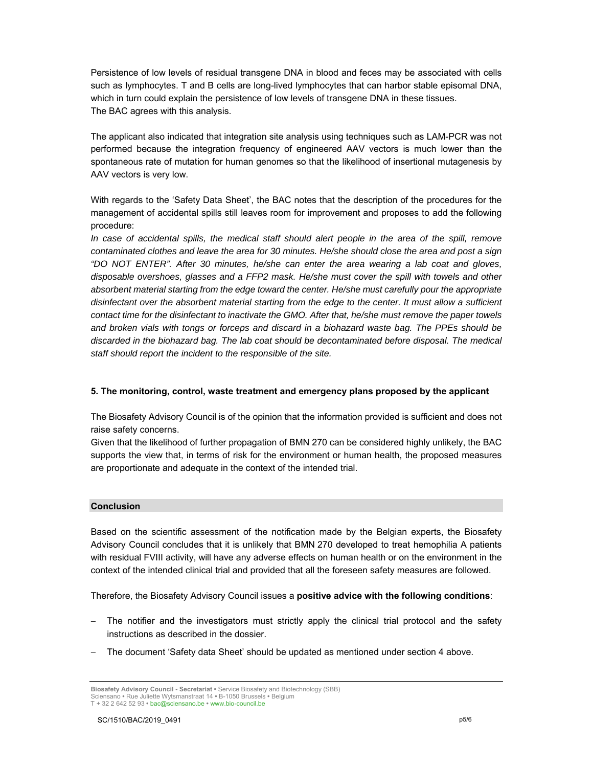Persistence of low levels of residual transgene DNA in blood and feces may be associated with cells such as lymphocytes. T and B cells are long-lived lymphocytes that can harbor stable episomal DNA, which in turn could explain the persistence of low levels of transgene DNA in these tissues.
The BAC agrees with this analysis.

The applicant also indicated that integration site analysis using techniques such as LAM-PCR was not performed because the integration frequency of engineered AAV vectors is much lower than the spontaneous rate of mutation for human genomes so that the likelihood of insertional mutagenesis by AAV vectors is very low.

With regards to the 'Safety Data Sheet', the BAC notes that the description of the procedures for the management of accidental spills still leaves room for improvement and proposes to add the following procedure:
*In case of accidental spills, the medical staff should alert people in the area of the spill, remove contaminated clothes and leave the area for 30 minutes. He/she should close the area and post a sign "DO NOT ENTER". After 30 minutes, he/she can enter the area wearing a lab coat and gloves, disposable overshoes, glasses and a FFP2 mask. He/she must cover the spill with towels and other absorbent material starting from the edge toward the center. He/she must carefully pour the appropriate disinfectant over the absorbent material starting from the edge to the center. It must allow a sufficient contact time for the disinfectant to inactivate the GMO. After that, he/she must remove the paper towels and broken vials with tongs or forceps and discard in a biohazard waste bag. The PPEs should be discarded in the biohazard bag. The lab coat should be decontaminated before disposal. The medical staff should report the incident to the responsible of the site.*

### 5. The monitoring, control, waste treatment and emergency plans proposed by the applicant

The Biosafety Advisory Council is of the opinion that the information provided is sufficient and does not raise safety concerns.
Given that the likelihood of further propagation of BMN 270 can be considered highly unlikely, the BAC supports the view that, in terms of risk for the environment or human health, the proposed measures are proportionate and adequate in the context of the intended trial.

## Conclusion

Based on the scientific assessment of the notification made by the Belgian experts, the Biosafety Advisory Council concludes that it is unlikely that BMN 270 developed to treat hemophilia A patients with residual FVIII activity, will have any adverse effects on human health or on the environment in the context of the intended clinical trial and provided that all the foreseen safety measures are followed.

Therefore, the Biosafety Advisory Council issues a **positive advice with the following conditions**:

- The notifier and the investigators must strictly apply the clinical trial protocol and the safety instructions as described in the dossier.
- The document 'Safety data Sheet' should be updated as mentioned under section 4 above.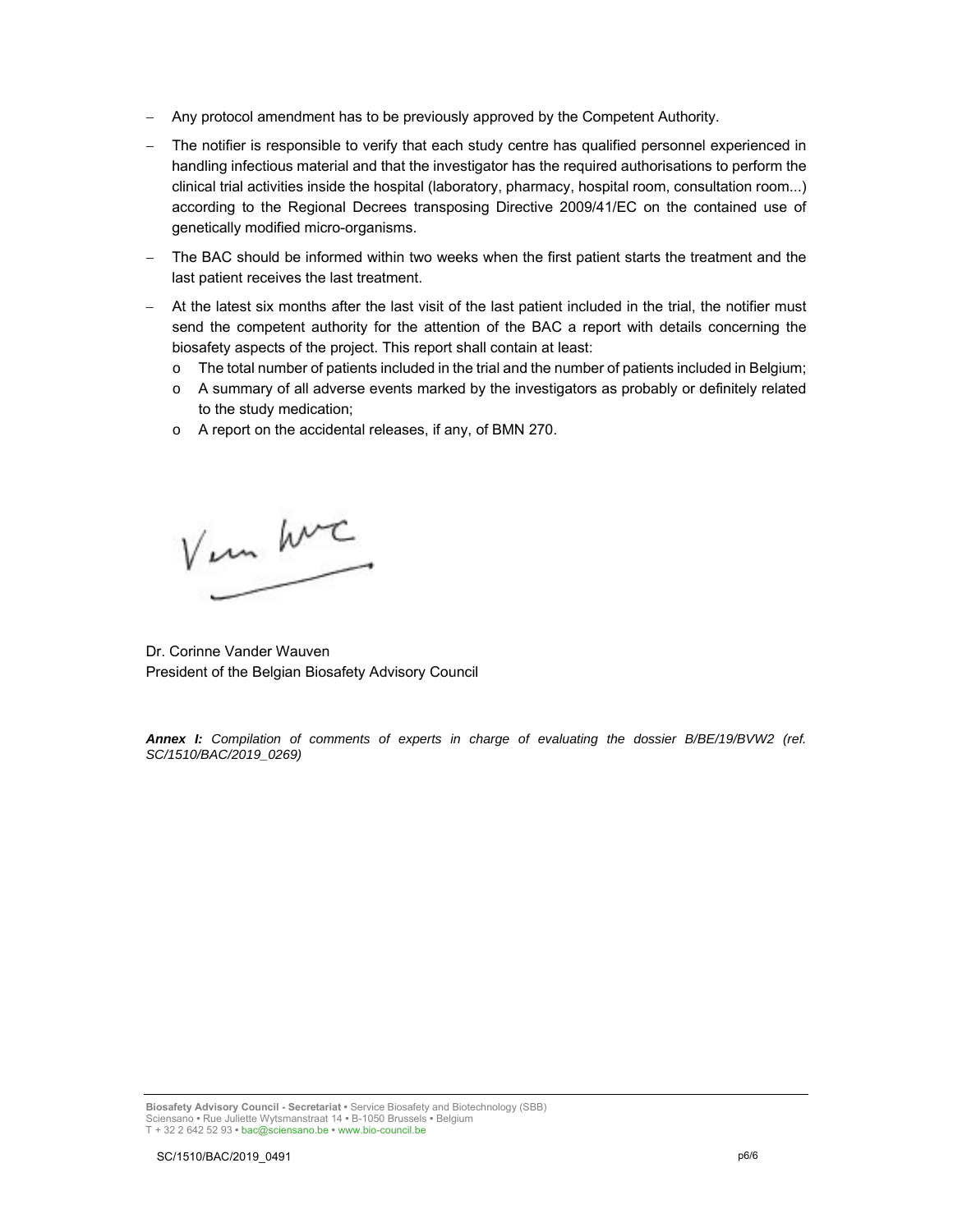- Any protocol amendment has to be previously approved by the Competent Authority.
- The notifier is responsible to verify that each study centre has qualified personnel experienced in handling infectious material and that the investigator has the required authorisations to perform the clinical trial activities inside the hospital (laboratory, pharmacy, hospital room, consultation room...) according to the Regional Decrees transposing Directive 2009/41/EC on the contained use of genetically modified micro-organisms.
- The BAC should be informed within two weeks when the first patient starts the treatment and the last patient receives the last treatment.
- At the latest six months after the last visit of the last patient included in the trial, the notifier must send the competent authority for the attention of the BAC a report with details concerning the biosafety aspects of the project. This report shall contain at least:
  - The total number of patients included in the trial and the number of patients included in Belgium;
  - A summary of all adverse events marked by the investigators as probably or definitely related to the study medication;
  - A report on the accidental releases, if any, of BMN 270.

Dr. Corinne Vander Wauven
President of the Belgian Biosafety Advisory Council

***Annex I:*** *Compilation of comments of experts in charge of evaluating the dossier B/BE/19/BVW2 (ref. SC/1510/BAC/2019_0269)*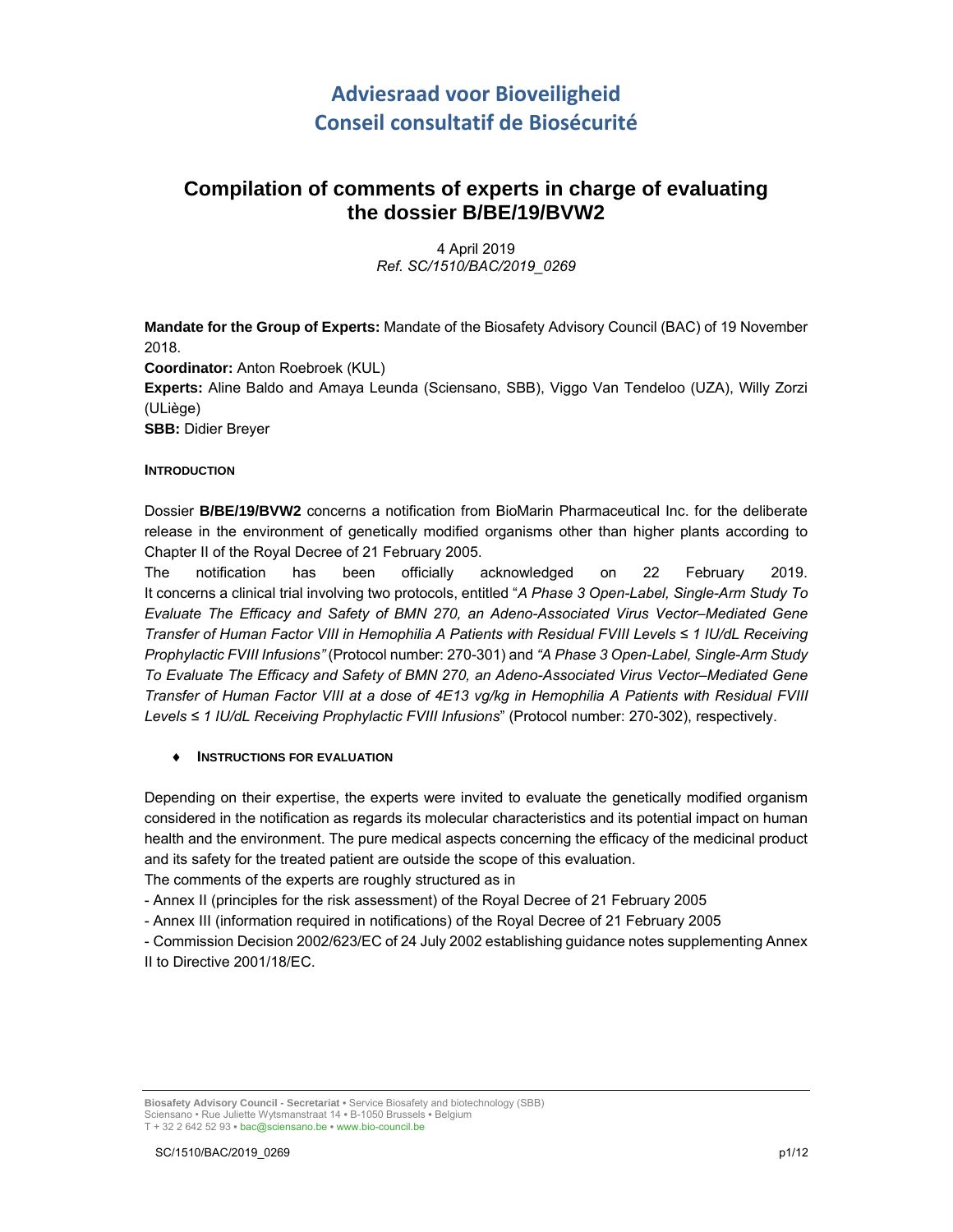# Adviesraad voor Bioveiligheid
# Conseil consultatif de Biosécurité

## Compilation of comments of experts in charge of evaluating the dossier B/BE/19/BVW2

4 April 2019
*Ref. SC/1510/BAC/2019_0269*

**Mandate for the Group of Experts:** Mandate of the Biosafety Advisory Council (BAC) of 19 November 2018.

**Coordinator:** Anton Roebroek (KUL)

**Experts:** Aline Baldo and Amaya Leunda (Sciensano, SBB), Viggo Van Tendeloo (UZA), Willy Zorzi (ULiège)

**SBB:** Didier Breyer

#### INTRODUCTION

Dossier **B/BE/19/BVW2** concerns a notification from BioMarin Pharmaceutical Inc. for the deliberate release in the environment of genetically modified organisms other than higher plants according to Chapter II of the Royal Decree of 21 February 2005.

The notification has been officially acknowledged on 22 February 2019. It concerns a clinical trial involving two protocols, entitled "*A Phase 3 Open-Label, Single-Arm Study To Evaluate The Efficacy and Safety of BMN 270, an Adeno-Associated Virus Vector–Mediated Gene Transfer of Human Factor VIII in Hemophilia A Patients with Residual FVIII Levels ≤ 1 IU/dL Receiving Prophylactic FVIII Infusions"* (Protocol number: 270-301) and *"A Phase 3 Open-Label, Single-Arm Study To Evaluate The Efficacy and Safety of BMN 270, an Adeno-Associated Virus Vector–Mediated Gene Transfer of Human Factor VIII at a dose of 4E13 vg/kg in Hemophilia A Patients with Residual FVIII Levels ≤ 1 IU/dL Receiving Prophylactic FVIII Infusions*" (Protocol number: 270-302), respectively.

- **INSTRUCTIONS FOR EVALUATION**

Depending on their expertise, the experts were invited to evaluate the genetically modified organism considered in the notification as regards its molecular characteristics and its potential impact on human health and the environment. The pure medical aspects concerning the efficacy of the medicinal product and its safety for the treated patient are outside the scope of this evaluation.

The comments of the experts are roughly structured as in

- Annex II (principles for the risk assessment) of the Royal Decree of 21 February 2005
- Annex III (information required in notifications) of the Royal Decree of 21 February 2005
- Commission Decision 2002/623/EC of 24 July 2002 establishing guidance notes supplementing Annex II to Directive 2001/18/EC.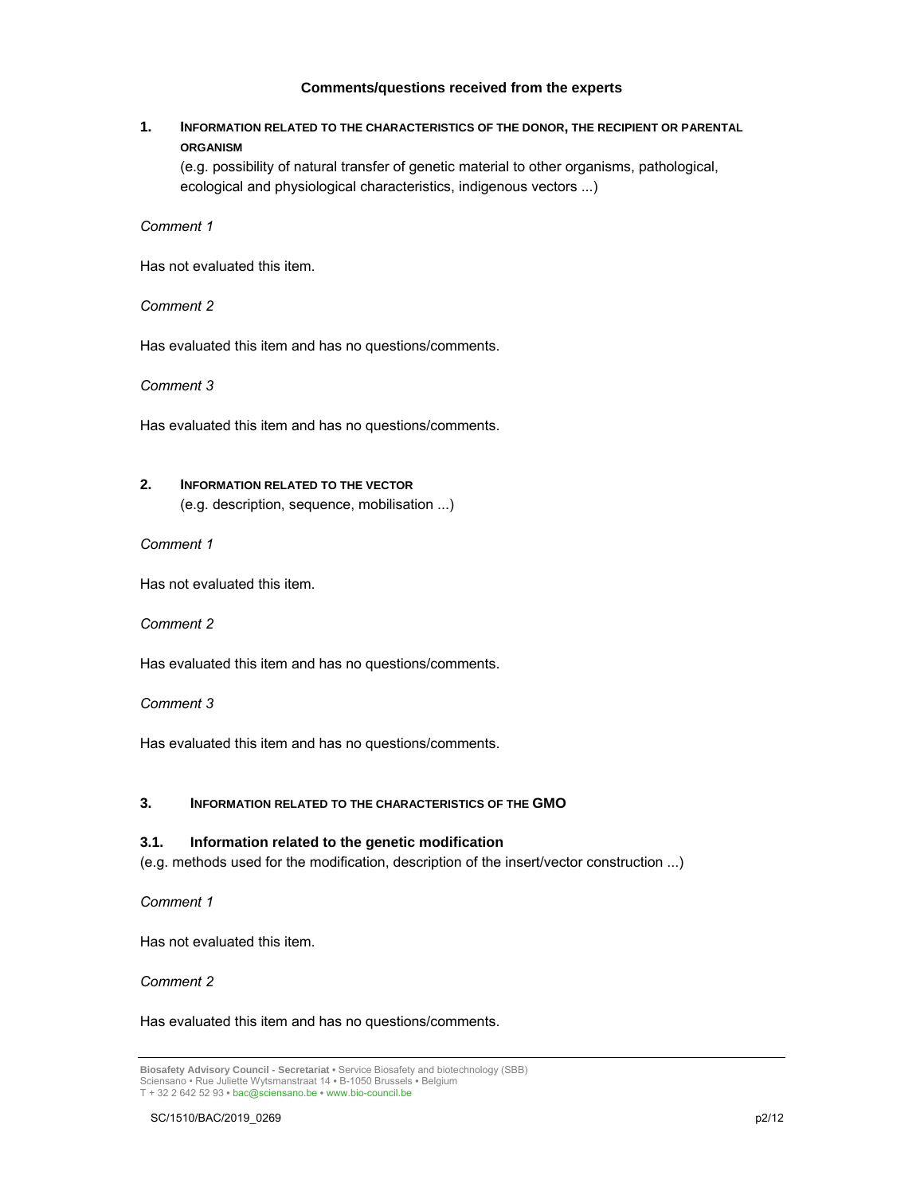**Comments/questions received from the experts**

## 1. Information related to the characteristics of the donor, the recipient or parental organism

(e.g. possibility of natural transfer of genetic material to other organisms, pathological, ecological and physiological characteristics, indigenous vectors ...)

*Comment 1*

Has not evaluated this item.

*Comment 2*

Has evaluated this item and has no questions/comments.

*Comment 3*

Has evaluated this item and has no questions/comments.

## 2. Information related to the vector

(e.g. description, sequence, mobilisation ...)

*Comment 1*

Has not evaluated this item.

*Comment 2*

Has evaluated this item and has no questions/comments.

*Comment 3*

Has evaluated this item and has no questions/comments.

## 3. Information related to the characteristics of the GMO

### 3.1. Information related to the genetic modification

(e.g. methods used for the modification, description of the insert/vector construction ...)

*Comment 1*

Has not evaluated this item.

*Comment 2*

Has evaluated this item and has no questions/comments.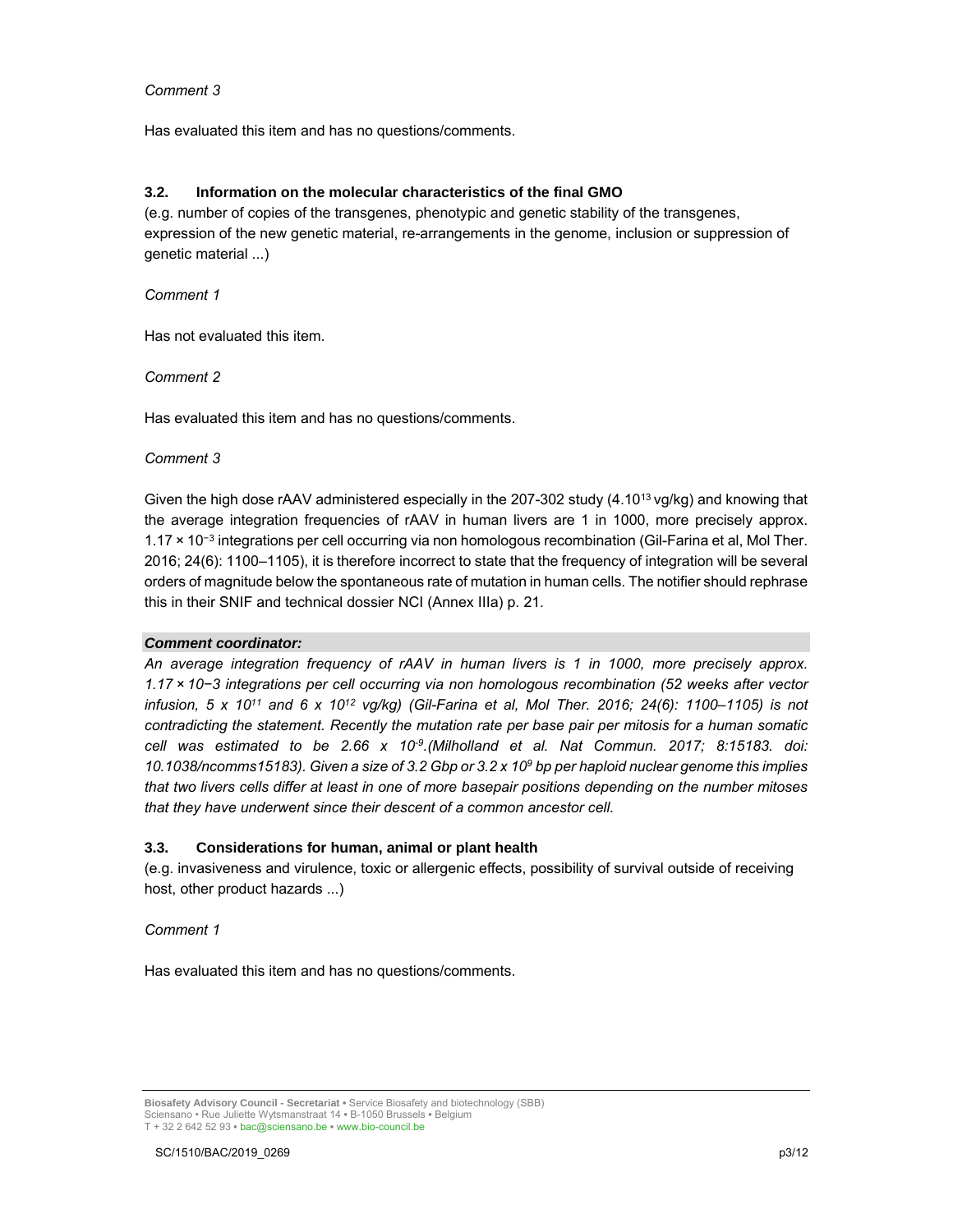*Comment 3*

Has evaluated this item and has no questions/comments.

### 3.2. Information on the molecular characteristics of the final GMO

(e.g. number of copies of the transgenes, phenotypic and genetic stability of the transgenes, expression of the new genetic material, re-arrangements in the genome, inclusion or suppression of genetic material ...)

*Comment 1*

Has not evaluated this item.

*Comment 2*

Has evaluated this item and has no questions/comments.

*Comment 3*

Given the high dose rAAV administered especially in the 207-302 study ($4.10^{13}$ vg/kg) and knowing that the average integration frequencies of rAAV in human livers are 1 in 1000, more precisely approx. $1.17 \times 10^{-3}$ integrations per cell occurring via non homologous recombination (Gil-Farina et al, Mol Ther. 2016; 24(6): 1100–1105), it is therefore incorrect to state that the frequency of integration will be several orders of magnitude below the spontaneous rate of mutation in human cells. The notifier should rephrase this in their SNIF and technical dossier NCI (Annex IIIa) p. 21.

***Comment coordinator:***

*An average integration frequency of rAAV in human livers is 1 in 1000, more precisely approx. $1.17 \times 10^{-3}$ integrations per cell occurring via non homologous recombination (52 weeks after vector infusion, $5 \times 10^{11}$ and $6 \times 10^{12}$ vg/kg) (Gil-Farina et al, Mol Ther. 2016; 24(6): 1100–1105) is not contradicting the statement. Recently the mutation rate per base pair per mitosis for a human somatic cell was estimated to be $2.66 \times 10^{-9}$.(Milholland et al. Nat Commun. 2017; 8:15183. doi: 10.1038/ncomms15183). Given a size of 3.2 Gbp or $3.2 \times 10^{9}$ bp per haploid nuclear genome this implies that two livers cells differ at least in one of more basepair positions depending on the number mitoses that they have underwent since their descent of a common ancestor cell.*

### 3.3. Considerations for human, animal or plant health

(e.g. invasiveness and virulence, toxic or allergenic effects, possibility of survival outside of receiving host, other product hazards ...)

*Comment 1*

Has evaluated this item and has no questions/comments.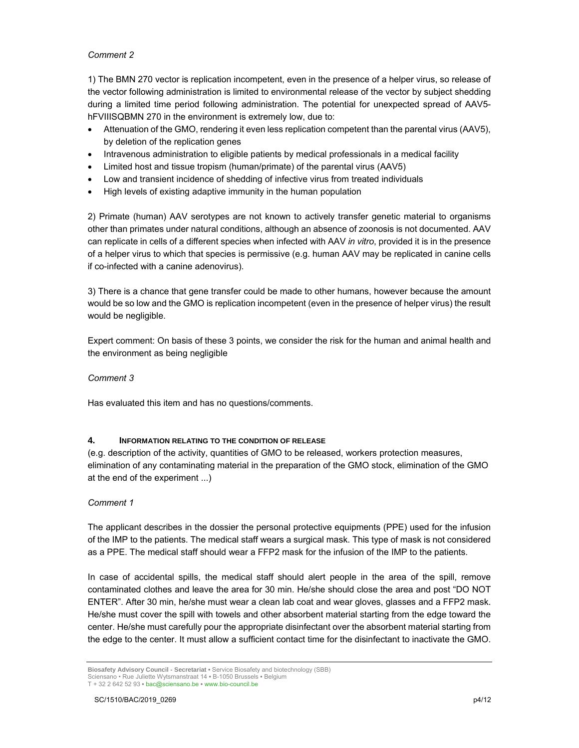*Comment 2*

1) The BMN 270 vector is replication incompetent, even in the presence of a helper virus, so release of the vector following administration is limited to environmental release of the vector by subject shedding during a limited time period following administration. The potential for unexpected spread of AAV5-hFVIIISQBMN 270 in the environment is extremely low, due to:

- Attenuation of the GMO, rendering it even less replication competent than the parental virus (AAV5), by deletion of the replication genes
- Intravenous administration to eligible patients by medical professionals in a medical facility
- Limited host and tissue tropism (human/primate) of the parental virus (AAV5)
- Low and transient incidence of shedding of infective virus from treated individuals
- High levels of existing adaptive immunity in the human population

2) Primate (human) AAV serotypes are not known to actively transfer genetic material to organisms other than primates under natural conditions, although an absence of zoonosis is not documented. AAV can replicate in cells of a different species when infected with AAV *in vitro*, provided it is in the presence of a helper virus to which that species is permissive (e.g. human AAV may be replicated in canine cells if co-infected with a canine adenovirus).

3) There is a chance that gene transfer could be made to other humans, however because the amount would be so low and the GMO is replication incompetent (even in the presence of helper virus) the result would be negligible.

Expert comment: On basis of these 3 points, we consider the risk for the human and animal health and the environment as being negligible

*Comment 3*

Has evaluated this item and has no questions/comments.

## 4. INFORMATION RELATING TO THE CONDITION OF RELEASE

(e.g. description of the activity, quantities of GMO to be released, workers protection measures, elimination of any contaminating material in the preparation of the GMO stock, elimination of the GMO at the end of the experiment ...)

*Comment 1*

The applicant describes in the dossier the personal protective equipments (PPE) used for the infusion of the IMP to the patients. The medical staff wears a surgical mask. This type of mask is not considered as a PPE. The medical staff should wear a FFP2 mask for the infusion of the IMP to the patients.

In case of accidental spills, the medical staff should alert people in the area of the spill, remove contaminated clothes and leave the area for 30 min. He/she should close the area and post "DO NOT ENTER". After 30 min, he/she must wear a clean lab coat and wear gloves, glasses and a FFP2 mask. He/she must cover the spill with towels and other absorbent material starting from the edge toward the center. He/she must carefully pour the appropriate disinfectant over the absorbent material starting from the edge to the center. It must allow a sufficient contact time for the disinfectant to inactivate the GMO.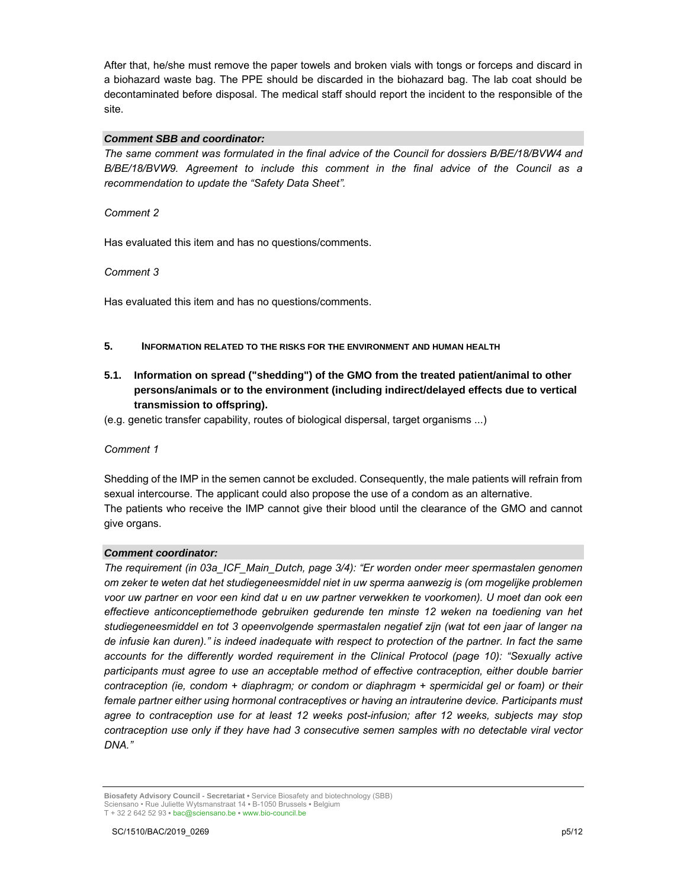After that, he/she must remove the paper towels and broken vials with tongs or forceps and discard in a biohazard waste bag. The PPE should be discarded in the biohazard bag. The lab coat should be decontaminated before disposal. The medical staff should report the incident to the responsible of the site.

***Comment SBB and coordinator:***

*The same comment was formulated in the final advice of the Council for dossiers B/BE/18/BVW4 and B/BE/18/BVW9. Agreement to include this comment in the final advice of the Council as a recommendation to update the "Safety Data Sheet".*

*Comment 2*

Has evaluated this item and has no questions/comments.

*Comment 3*

Has evaluated this item and has no questions/comments.

## 5. INFORMATION RELATED TO THE RISKS FOR THE ENVIRONMENT AND HUMAN HEALTH

### 5.1. Information on spread ("shedding") of the GMO from the treated patient/animal to other persons/animals or to the environment (including indirect/delayed effects due to vertical transmission to offspring).

(e.g. genetic transfer capability, routes of biological dispersal, target organisms ...)

*Comment 1*

Shedding of the IMP in the semen cannot be excluded. Consequently, the male patients will refrain from sexual intercourse. The applicant could also propose the use of a condom as an alternative.
The patients who receive the IMP cannot give their blood until the clearance of the GMO and cannot give organs.

***Comment coordinator:***

*The requirement (in 03a_ICF_Main_Dutch, page 3/4): "Er worden onder meer spermastalen genomen om zeker te weten dat het studiegeneesmiddel niet in uw sperma aanwezig is (om mogelijke problemen voor uw partner en voor een kind dat u en uw partner verwekken te voorkomen). U moet dan ook een effectieve anticonceptiemethode gebruiken gedurende ten minste 12 weken na toediening van het studiegeneesmiddel en tot 3 opeenvolgende spermastalen negatief zijn (wat tot een jaar of langer na de infusie kan duren)." is indeed inadequate with respect to protection of the partner. In fact the same accounts for the differently worded requirement in the Clinical Protocol (page 10): "Sexually active participants must agree to use an acceptable method of effective contraception, either double barrier contraception (ie, condom + diaphragm; or condom or diaphragm + spermicidal gel or foam) or their female partner either using hormonal contraceptives or having an intrauterine device. Participants must agree to contraception use for at least 12 weeks post-infusion; after 12 weeks, subjects may stop contraception use only if they have had 3 consecutive semen samples with no detectable viral vector DNA."*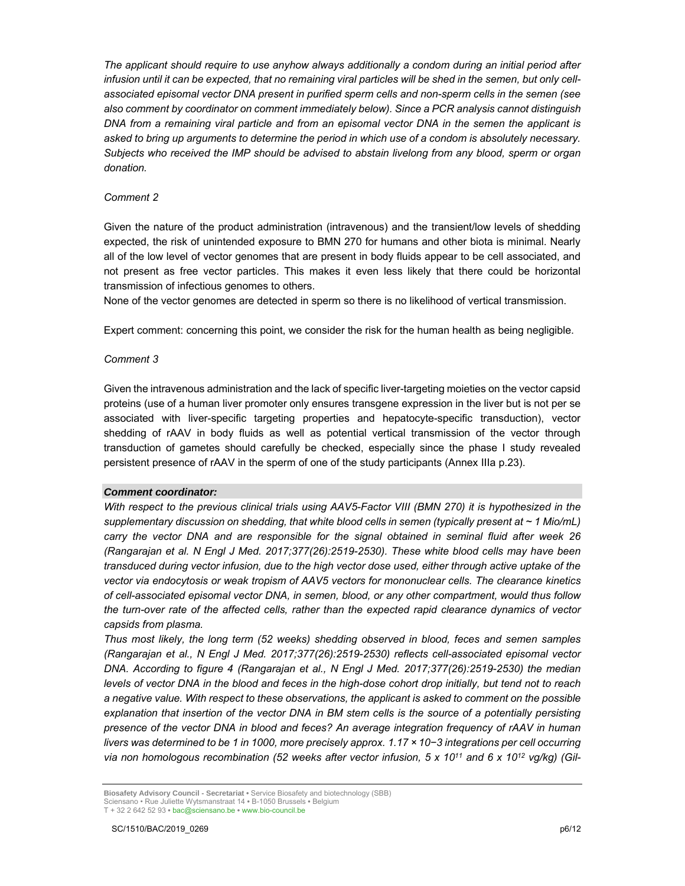*The applicant should require to use anyhow always additionally a condom during an initial period after infusion until it can be expected, that no remaining viral particles will be shed in the semen, but only cell-associated episomal vector DNA present in purified sperm cells and non-sperm cells in the semen (see also comment by coordinator on comment immediately below). Since a PCR analysis cannot distinguish DNA from a remaining viral particle and from an episomal vector DNA in the semen the applicant is asked to bring up arguments to determine the period in which use of a condom is absolutely necessary. Subjects who received the IMP should be advised to abstain livelong from any blood, sperm or organ donation.*

*Comment 2*

Given the nature of the product administration (intravenous) and the transient/low levels of shedding expected, the risk of unintended exposure to BMN 270 for humans and other biota is minimal. Nearly all of the low level of vector genomes that are present in body fluids appear to be cell associated, and not present as free vector particles. This makes it even less likely that there could be horizontal transmission of infectious genomes to others.

None of the vector genomes are detected in sperm so there is no likelihood of vertical transmission.

Expert comment: concerning this point, we consider the risk for the human health as being negligible.

*Comment 3*

Given the intravenous administration and the lack of specific liver-targeting moieties on the vector capsid proteins (use of a human liver promoter only ensures transgene expression in the liver but is not per se associated with liver-specific targeting properties and hepatocyte-specific transduction), vector shedding of rAAV in body fluids as well as potential vertical transmission of the vector through transduction of gametes should carefully be checked, especially since the phase I study revealed persistent presence of rAAV in the sperm of one of the study participants (Annex IIIa p.23).

***Comment coordinator:***

*With respect to the previous clinical trials using AAV5-Factor VIII (BMN 270) it is hypothesized in the supplementary discussion on shedding, that white blood cells in semen (typically present at ~ 1 Mio/mL) carry the vector DNA and are responsible for the signal obtained in seminal fluid after week 26 (Rangarajan et al. N Engl J Med. 2017;377(26):2519-2530). These white blood cells may have been transduced during vector infusion, due to the high vector dose used, either through active uptake of the vector via endocytosis or weak tropism of AAV5 vectors for mononuclear cells. The clearance kinetics of cell-associated episomal vector DNA, in semen, blood, or any other compartment, would thus follow the turn-over rate of the affected cells, rather than the expected rapid clearance dynamics of vector capsids from plasma.*

*Thus most likely, the long term (52 weeks) shedding observed in blood, feces and semen samples (Rangarajan et al., N Engl J Med. 2017;377(26):2519-2530) reflects cell-associated episomal vector DNA. According to figure 4 (Rangarajan et al., N Engl J Med. 2017;377(26):2519-2530) the median levels of vector DNA in the blood and feces in the high-dose cohort drop initially, but tend not to reach a negative value. With respect to these observations, the applicant is asked to comment on the possible explanation that insertion of the vector DNA in BM stem cells is the source of a potentially persisting presence of the vector DNA in blood and feces? An average integration frequency of rAAV in human livers was determined to be 1 in 1000, more precisely approx. $1.17 \times 10^{-3}$ integrations per cell occurring via non homologous recombination (52 weeks after vector infusion, $5 \times 10^{11}$ and $6 \times 10^{12}$ vg/kg) (Gil-*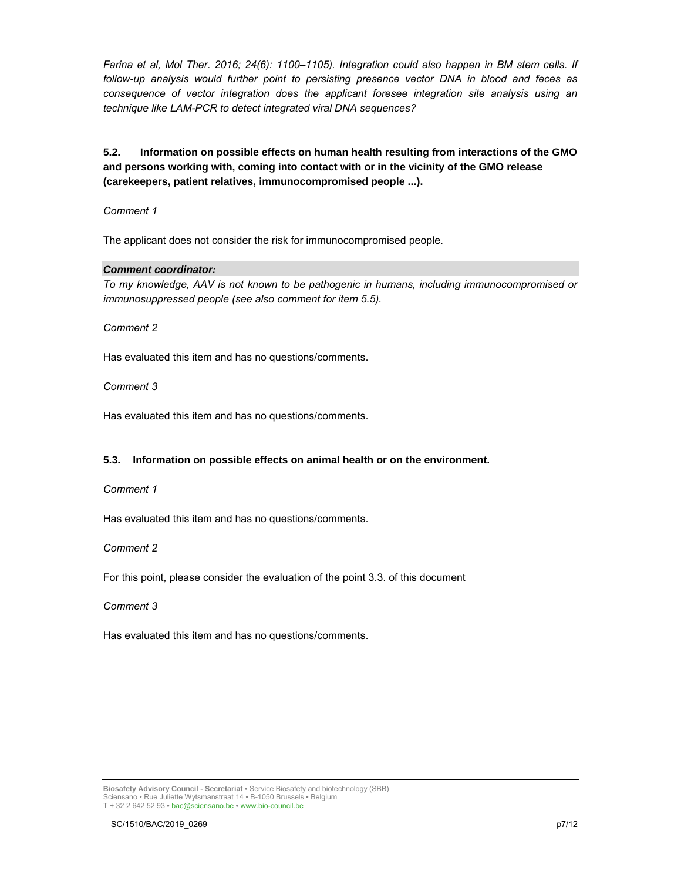*Farina et al, Mol Ther. 2016; 24(6): 1100–1105). Integration could also happen in BM stem cells. If follow-up analysis would further point to persisting presence vector DNA in blood and feces as consequence of vector integration does the applicant foresee integration site analysis using an technique like LAM-PCR to detect integrated viral DNA sequences?*

**5.2. Information on possible effects on human health resulting from interactions of the GMO and persons working with, coming into contact with or in the vicinity of the GMO release (carekeepers, patient relatives, immunocompromised people ...).**

*Comment 1*

The applicant does not consider the risk for immunocompromised people.

***Comment coordinator:***

*To my knowledge, AAV is not known to be pathogenic in humans, including immunocompromised or immunosuppressed people (see also comment for item 5.5).*

*Comment 2*

Has evaluated this item and has no questions/comments.

*Comment 3*

Has evaluated this item and has no questions/comments.

**5.3. Information on possible effects on animal health or on the environment.**

*Comment 1*

Has evaluated this item and has no questions/comments.

*Comment 2*

For this point, please consider the evaluation of the point 3.3. of this document

*Comment 3*

Has evaluated this item and has no questions/comments.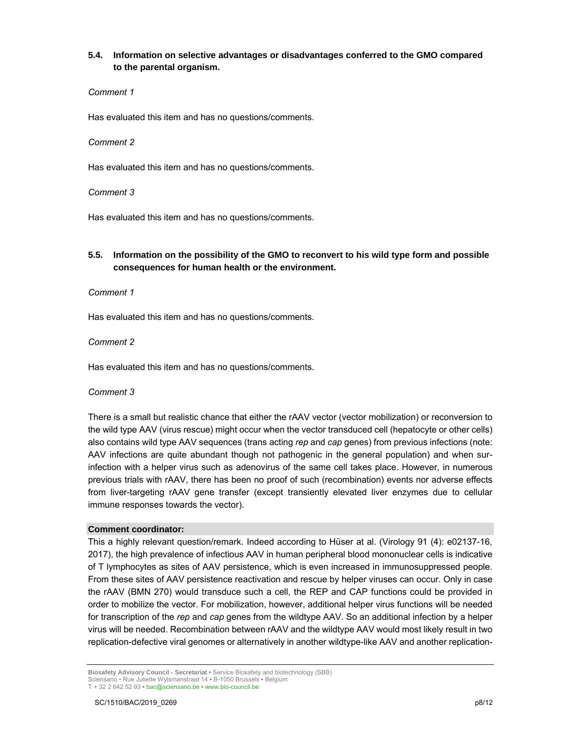### 5.4. Information on selective advantages or disadvantages conferred to the GMO compared to the parental organism.

*Comment 1*

Has evaluated this item and has no questions/comments.

*Comment 2*

Has evaluated this item and has no questions/comments.

*Comment 3*

Has evaluated this item and has no questions/comments.

### 5.5. Information on the possibility of the GMO to reconvert to his wild type form and possible consequences for human health or the environment.

*Comment 1*

Has evaluated this item and has no questions/comments.

*Comment 2*

Has evaluated this item and has no questions/comments.

*Comment 3*

There is a small but realistic chance that either the rAAV vector (vector mobilization) or reconversion to the wild type AAV (virus rescue) might occur when the vector transduced cell (hepatocyte or other cells) also contains wild type AAV sequences (trans acting *rep* and *cap* genes) from previous infections (note: AAV infections are quite abundant though not pathogenic in the general population) and when sur-infection with a helper virus such as adenovirus of the same cell takes place. However, in numerous previous trials with rAAV, there has been no proof of such (recombination) events nor adverse effects from liver-targeting rAAV gene transfer (except transiently elevated liver enzymes due to cellular immune responses towards the vector).

**Comment coordinator:**

This a highly relevant question/remark. Indeed according to Hüser at al. (Virology 91 (4): e02137-16, 2017), the high prevalence of infectious AAV in human peripheral blood mononuclear cells is indicative of T lymphocytes as sites of AAV persistence, which is even increased in immunosuppressed people. From these sites of AAV persistence reactivation and rescue by helper viruses can occur. Only in case the rAAV (BMN 270) would transduce such a cell, the REP and CAP functions could be provided in order to mobilize the vector. For mobilization, however, additional helper virus functions will be needed for transcription of the *rep* and *cap* genes from the wildtype AAV. So an additional infection by a helper virus will be needed. Recombination between rAAV and the wildtype AAV would most likely result in two replication-defective viral genomes or alternatively in another wildtype-like AAV and another replication-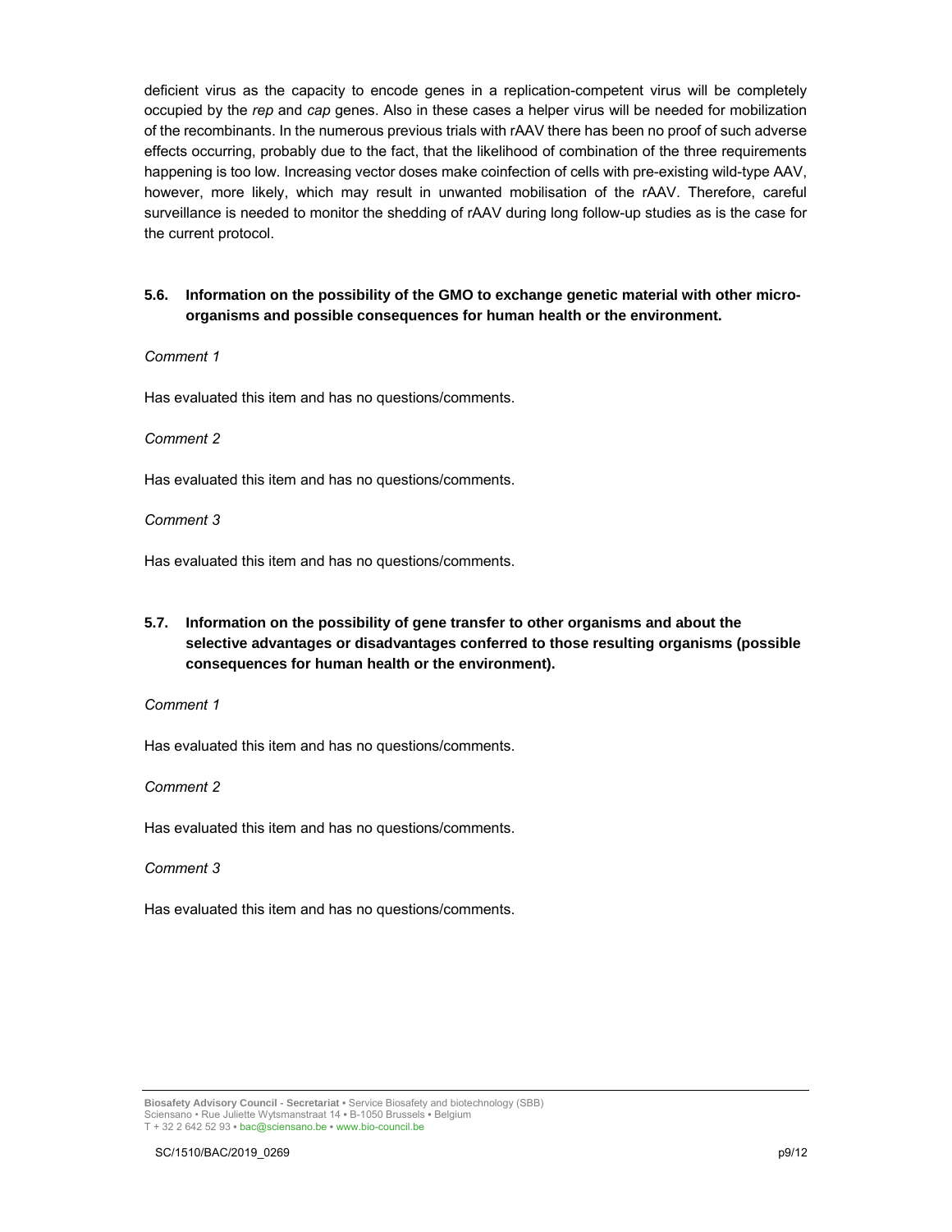deficient virus as the capacity to encode genes in a replication-competent virus will be completely occupied by the *rep* and *cap* genes. Also in these cases a helper virus will be needed for mobilization of the recombinants. In the numerous previous trials with rAAV there has been no proof of such adverse effects occurring, probably due to the fact, that the likelihood of combination of the three requirements happening is too low. Increasing vector doses make coinfection of cells with pre-existing wild-type AAV, however, more likely, which may result in unwanted mobilisation of the rAAV. Therefore, careful surveillance is needed to monitor the shedding of rAAV during long follow-up studies as is the case for the current protocol.

### 5.6. Information on the possibility of the GMO to exchange genetic material with other micro-organisms and possible consequences for human health or the environment.

*Comment 1*

Has evaluated this item and has no questions/comments.

*Comment 2*

Has evaluated this item and has no questions/comments.

*Comment 3*

Has evaluated this item and has no questions/comments.

### 5.7. Information on the possibility of gene transfer to other organisms and about the selective advantages or disadvantages conferred to those resulting organisms (possible consequences for human health or the environment).

*Comment 1*

Has evaluated this item and has no questions/comments.

*Comment 2*

Has evaluated this item and has no questions/comments.

*Comment 3*

Has evaluated this item and has no questions/comments.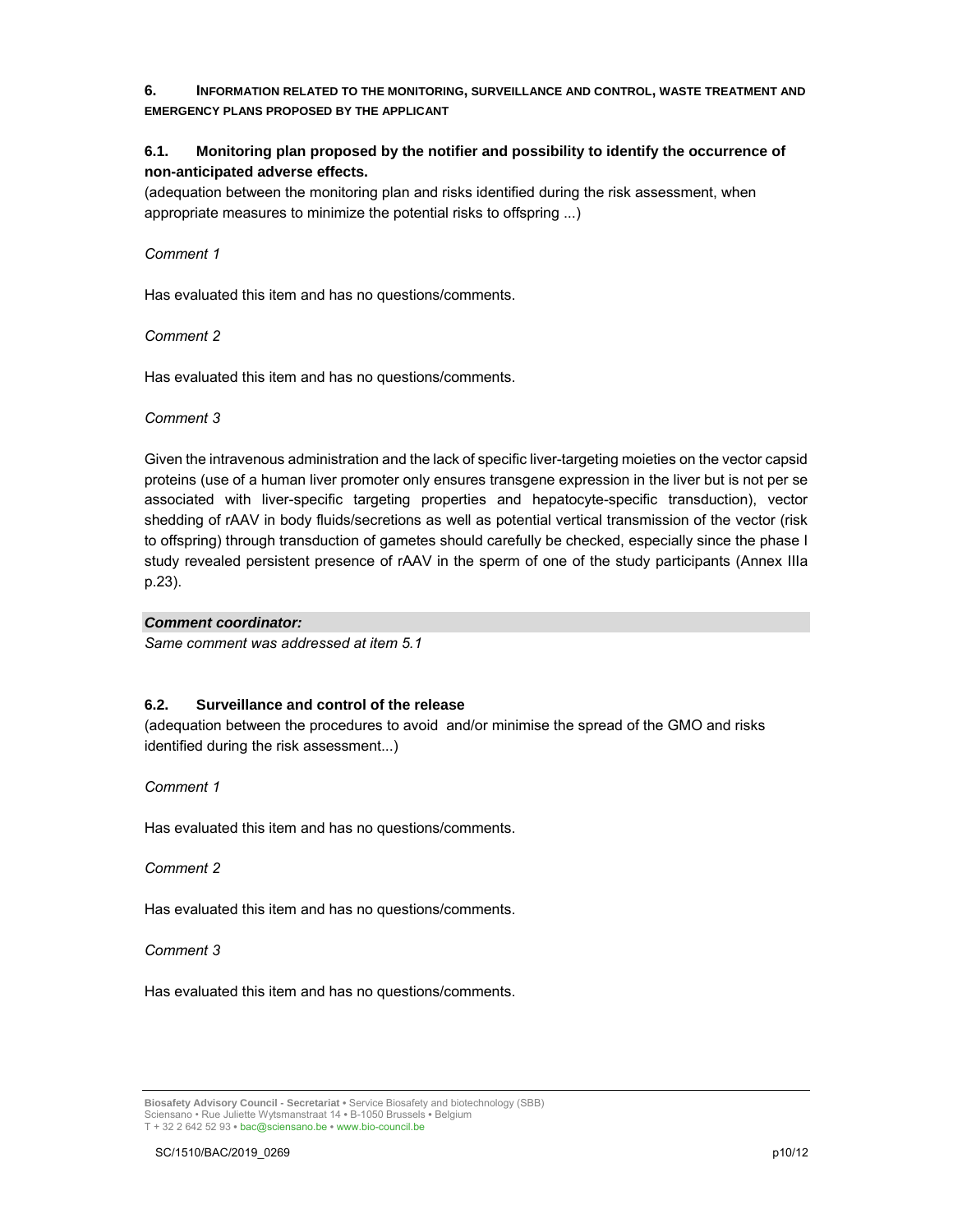## 6. Information related to the monitoring, surveillance and control, waste treatment and emergency plans proposed by the applicant

### 6.1. Monitoring plan proposed by the notifier and possibility to identify the occurrence of non-anticipated adverse effects.

(adequation between the monitoring plan and risks identified during the risk assessment, when appropriate measures to minimize the potential risks to offspring ...)

*Comment 1*

Has evaluated this item and has no questions/comments.

*Comment 2*

Has evaluated this item and has no questions/comments.

*Comment 3*

Given the intravenous administration and the lack of specific liver-targeting moieties on the vector capsid proteins (use of a human liver promoter only ensures transgene expression in the liver but is not per se associated with liver-specific targeting properties and hepatocyte-specific transduction), vector shedding of rAAV in body fluids/secretions as well as potential vertical transmission of the vector (risk to offspring) through transduction of gametes should carefully be checked, especially since the phase I study revealed persistent presence of rAAV in the sperm of one of the study participants (Annex IIIa p.23).

***Comment coordinator:***

*Same comment was addressed at item 5.1*

### 6.2. Surveillance and control of the release

(adequation between the procedures to avoid and/or minimise the spread of the GMO and risks identified during the risk assessment...)

*Comment 1*

Has evaluated this item and has no questions/comments.

*Comment 2*

Has evaluated this item and has no questions/comments.

*Comment 3*

Has evaluated this item and has no questions/comments.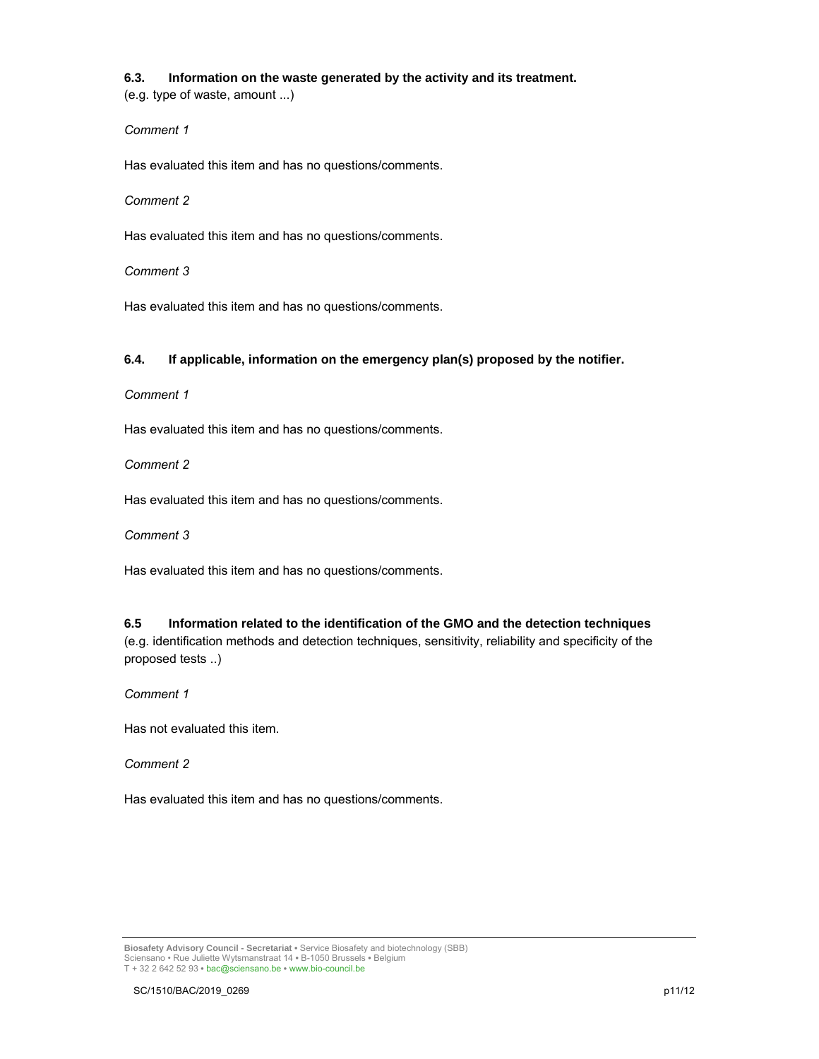### 6.3. Information on the waste generated by the activity and its treatment.

(e.g. type of waste, amount ...)

*Comment 1*

Has evaluated this item and has no questions/comments.

*Comment 2*

Has evaluated this item and has no questions/comments.

*Comment 3*

Has evaluated this item and has no questions/comments.

### 6.4. If applicable, information on the emergency plan(s) proposed by the notifier.

*Comment 1*

Has evaluated this item and has no questions/comments.

*Comment 2*

Has evaluated this item and has no questions/comments.

*Comment 3*

Has evaluated this item and has no questions/comments.

### 6.5 Information related to the identification of the GMO and the detection techniques

(e.g. identification methods and detection techniques, sensitivity, reliability and specificity of the proposed tests ..)

*Comment 1*

Has not evaluated this item.

*Comment 2*

Has evaluated this item and has no questions/comments.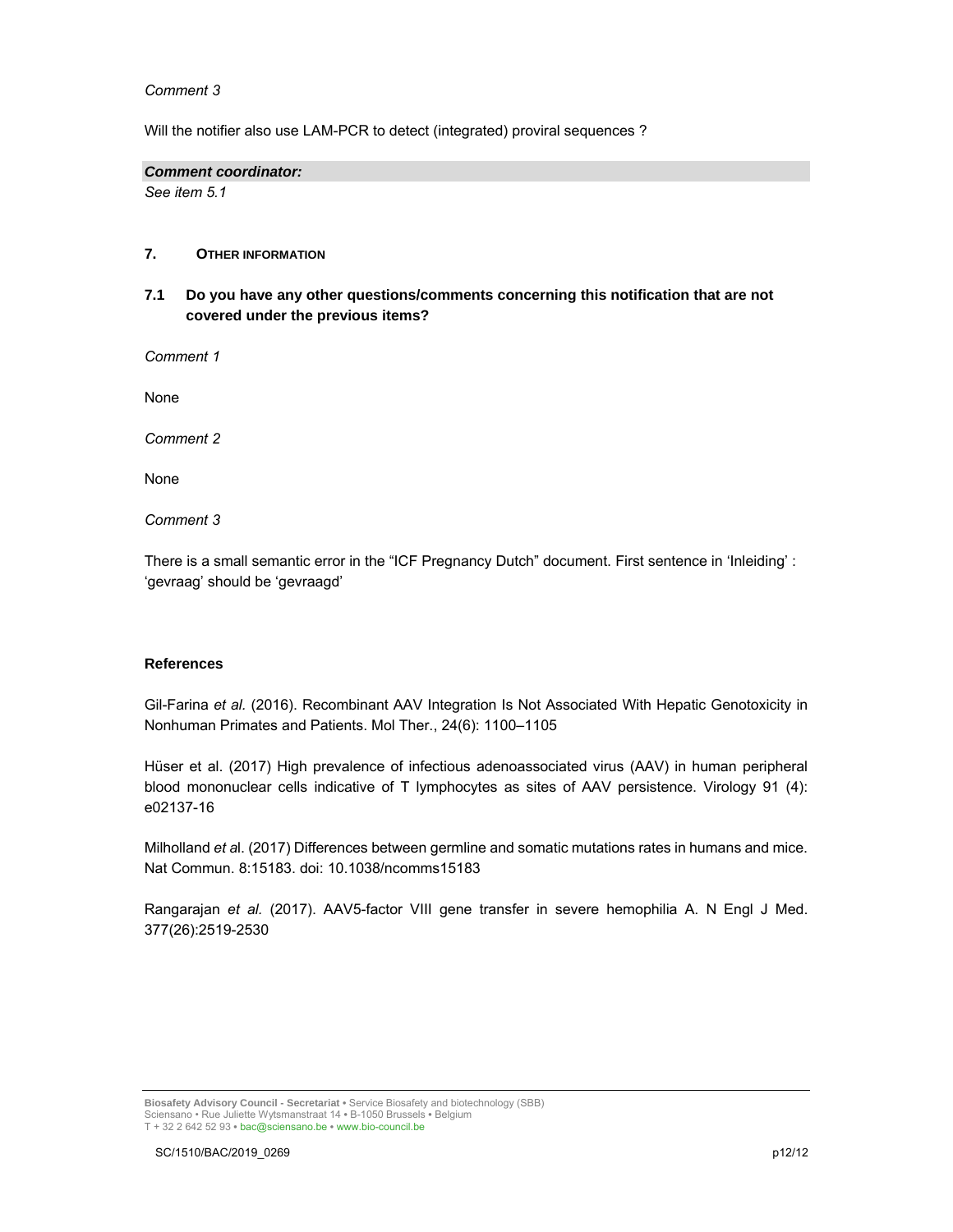*Comment 3*

Will the notifier also use LAM-PCR to detect (integrated) proviral sequences ?

***Comment coordinator:***

*See item 5.1*

## 7. OTHER INFORMATION

### 7.1 Do you have any other questions/comments concerning this notification that are not covered under the previous items?

*Comment 1*

None

*Comment 2*

None

*Comment 3*

There is a small semantic error in the “ICF Pregnancy Dutch” document. First sentence in ‘Inleiding’ : ‘gevraag’ should be ‘gevraagd’

**References**

Gil-Farina *et al.* (2016). Recombinant AAV Integration Is Not Associated With Hepatic Genotoxicity in Nonhuman Primates and Patients. Mol Ther., 24(6): 1100–1105

Hüser et al. (2017) High prevalence of infectious adenoassociated virus (AAV) in human peripheral blood mononuclear cells indicative of T lymphocytes as sites of AAV persistence. Virology 91 (4): e02137-16

Milholland *et a*l. (2017) Differences between germline and somatic mutations rates in humans and mice. Nat Commun. 8:15183. doi: 10.1038/ncomms15183

Rangarajan *et al.* (2017). AAV5-factor VIII gene transfer in severe hemophilia A. N Engl J Med. 377(26):2519-2530